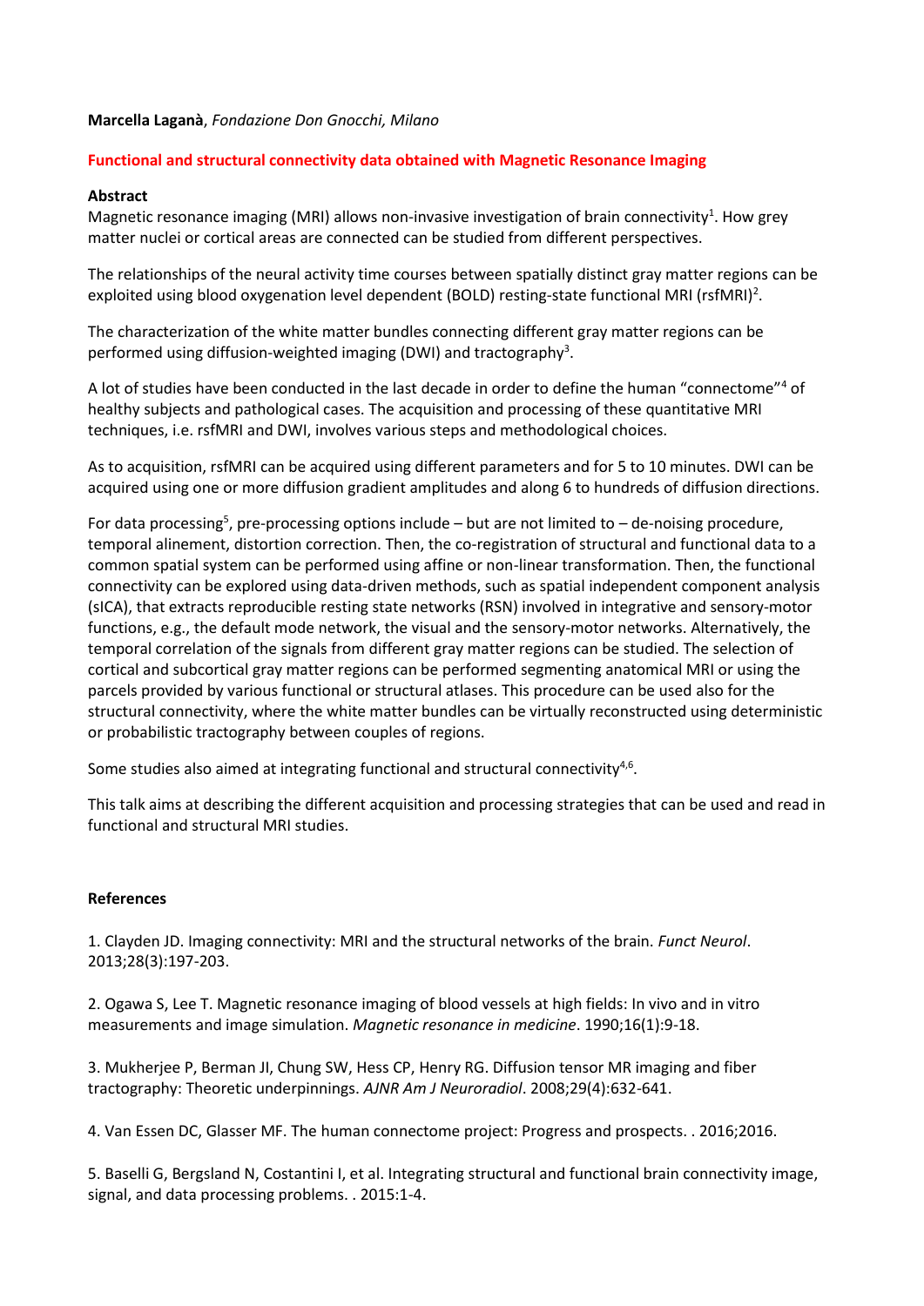**Marcella Laganà**, *Fondazione Don Gnocchi, Milano*

## Functional and structural connectivity data obtained with Magnetic Resonance Imaging

**Abstract**

Magnetic resonance imaging (MRI) allows non-invasive investigation of brain connectivity[1]. How grey matter nuclei or cortical areas are connected can be studied from different perspectives.

The relationships of the neural activity time courses between spatially distinct gray matter regions can be exploited using blood oxygenation level dependent (BOLD) resting-state functional MRI (rsfMRI)[2].

The characterization of the white matter bundles connecting different gray matter regions can be performed using diffusion-weighted imaging (DWI) and tractography[3].

A lot of studies have been conducted in the last decade in order to define the human "connectome"[4] of healthy subjects and pathological cases. The acquisition and processing of these quantitative MRI techniques, i.e. rsfMRI and DWI, involves various steps and methodological choices.

As to acquisition, rsfMRI can be acquired using different parameters and for 5 to 10 minutes. DWI can be acquired using one or more diffusion gradient amplitudes and along 6 to hundreds of diffusion directions.

For data processing[5], pre-processing options include – but are not limited to – de-noising procedure, temporal alinement, distortion correction. Then, the co-registration of structural and functional data to a common spatial system can be performed using affine or non-linear transformation. Then, the functional connectivity can be explored using data-driven methods, such as spatial independent component analysis (sICA), that extracts reproducible resting state networks (RSN) involved in integrative and sensory-motor functions, e.g., the default mode network, the visual and the sensory-motor networks. Alternatively, the temporal correlation of the signals from different gray matter regions can be studied. The selection of cortical and subcortical gray matter regions can be performed segmenting anatomical MRI or using the parcels provided by various functional or structural atlases. This procedure can be used also for the structural connectivity, where the white matter bundles can be virtually reconstructed using deterministic or probabilistic tractography between couples of regions.

Some studies also aimed at integrating functional and structural connectivity[4,6].

This talk aims at describing the different acquisition and processing strategies that can be used and read in functional and structural MRI studies.

**References**

1. Clayden JD. Imaging connectivity: MRI and the structural networks of the brain. *Funct Neurol*. 2013;28(3):197-203.

2. Ogawa S, Lee T. Magnetic resonance imaging of blood vessels at high fields: In vivo and in vitro measurements and image simulation. *Magnetic resonance in medicine*. 1990;16(1):9-18.

3. Mukherjee P, Berman JI, Chung SW, Hess CP, Henry RG. Diffusion tensor MR imaging and fiber tractography: Theoretic underpinnings. *AJNR Am J Neuroradiol*. 2008;29(4):632-641.

4. Van Essen DC, Glasser MF. The human connectome project: Progress and prospects. . 2016;2016.

5. Baselli G, Bergsland N, Costantini I, et al. Integrating structural and functional brain connectivity image, signal, and data processing problems. . 2015:1-4.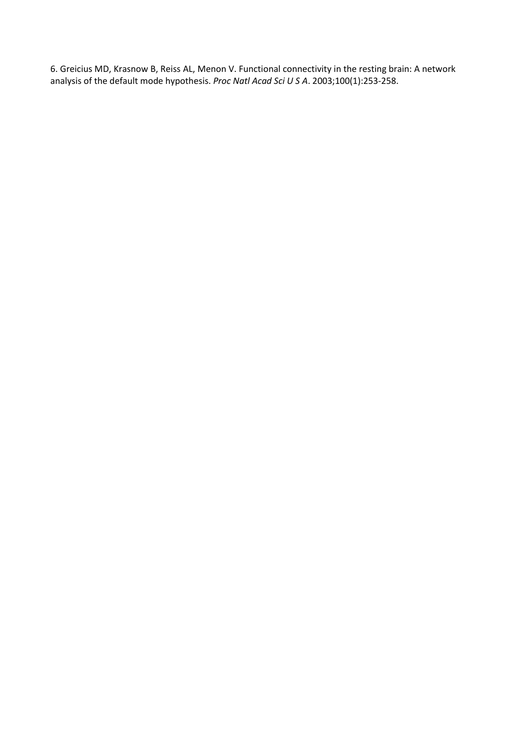6. Greicius MD, Krasnow B, Reiss AL, Menon V. Functional connectivity in the resting brain: A network analysis of the default mode hypothesis. *Proc Natl Acad Sci U S A*. 2003;100(1):253-258.